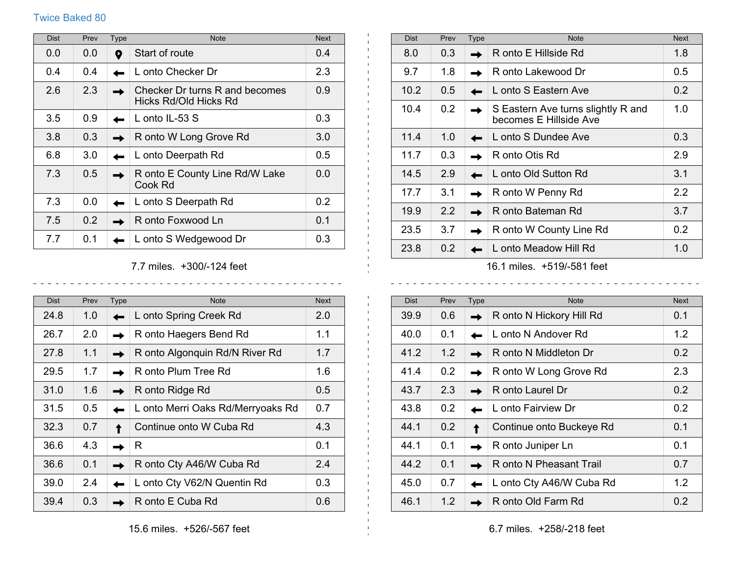Twice Baked 80

| Dist | Prev | Type | Note | Next |
|---|---|---|---|---|
| 0.0 | 0.0 | 📍 | Start of route | 0.4 |
| 0.4 | 0.4 | ← | L onto Checker Dr | 2.3 |
| 2.6 | 2.3 | → | Checker Dr turns R and becomes Hicks Rd/Old Hicks Rd | 0.9 |
| 3.5 | 0.9 | ← | L onto IL-53 S | 0.3 |
| 3.8 | 0.3 | → | R onto W Long Grove Rd | 3.0 |
| 6.8 | 3.0 | ← | L onto Deerpath Rd | 0.5 |
| 7.3 | 0.5 | → | R onto E County Line Rd/W Lake Cook Rd | 0.0 |
| 7.3 | 0.0 | ← | L onto S Deerpath Rd | 0.2 |
| 7.5 | 0.2 | → | R onto Foxwood Ln | 0.1 |
| 7.7 | 0.1 | ← | L onto S Wedgewood Dr | 0.3 |

7.7 miles. +300/-124 feet

| Dist | Prev | Type | Note | Next |
|---|---|---|---|---|
| 8.0 | 0.3 | → | R onto E Hillside Rd | 1.8 |
| 9.7 | 1.8 | → | R onto Lakewood Dr | 0.5 |
| 10.2 | 0.5 | ← | L onto S Eastern Ave | 0.2 |
| 10.4 | 0.2 | → | S Eastern Ave turns slightly R and becomes E Hillside Ave | 1.0 |
| 11.4 | 1.0 | ← | L onto S Dundee Ave | 0.3 |
| 11.7 | 0.3 | → | R onto Otis Rd | 2.9 |
| 14.5 | 2.9 | ← | L onto Old Sutton Rd | 3.1 |
| 17.7 | 3.1 | → | R onto W Penny Rd | 2.2 |
| 19.9 | 2.2 | → | R onto Bateman Rd | 3.7 |
| 23.5 | 3.7 | → | R onto W County Line Rd | 0.2 |
| 23.8 | 0.2 | ← | L onto Meadow Hill Rd | 1.0 |

16.1 miles. +519/-581 feet

| Dist | Prev | Type | Note | Next |
|---|---|---|---|---|
| 24.8 | 1.0 | ← | L onto Spring Creek Rd | 2.0 |
| 26.7 | 2.0 | → | R onto Haegers Bend Rd | 1.1 |
| 27.8 | 1.1 | → | R onto Algonquin Rd/N River Rd | 1.7 |
| 29.5 | 1.7 | → | R onto Plum Tree Rd | 1.6 |
| 31.0 | 1.6 | → | R onto Ridge Rd | 0.5 |
| 31.5 | 0.5 | ← | L onto Merri Oaks Rd/Merryoaks Rd | 0.7 |
| 32.3 | 0.7 | ↑ | Continue onto W Cuba Rd | 4.3 |
| 36.6 | 4.3 | → | R | 0.1 |
| 36.6 | 0.1 | → | R onto Cty A46/W Cuba Rd | 2.4 |
| 39.0 | 2.4 | ← | L onto Cty V62/N Quentin Rd | 0.3 |
| 39.4 | 0.3 | → | R onto E Cuba Rd | 0.6 |

15.6 miles. +526/-567 feet

| Dist | Prev | Type | Note | Next |
|---|---|---|---|---|
| 39.9 | 0.6 | → | R onto N Hickory Hill Rd | 0.1 |
| 40.0 | 0.1 | ← | L onto N Andover Rd | 1.2 |
| 41.2 | 1.2 | → | R onto N Middleton Dr | 0.2 |
| 41.4 | 0.2 | → | R onto W Long Grove Rd | 2.3 |
| 43.7 | 2.3 | → | R onto Laurel Dr | 0.2 |
| 43.8 | 0.2 | ← | L onto Fairview Dr | 0.2 |
| 44.1 | 0.2 | ↑ | Continue onto Buckeye Rd | 0.1 |
| 44.1 | 0.1 | → | R onto Juniper Ln | 0.1 |
| 44.2 | 0.1 | → | R onto N Pheasant Trail | 0.7 |
| 45.0 | 0.7 | ← | L onto Cty A46/W Cuba Rd | 1.2 |
| 46.1 | 1.2 | → | R onto Old Farm Rd | 0.2 |

6.7 miles. +258/-218 feet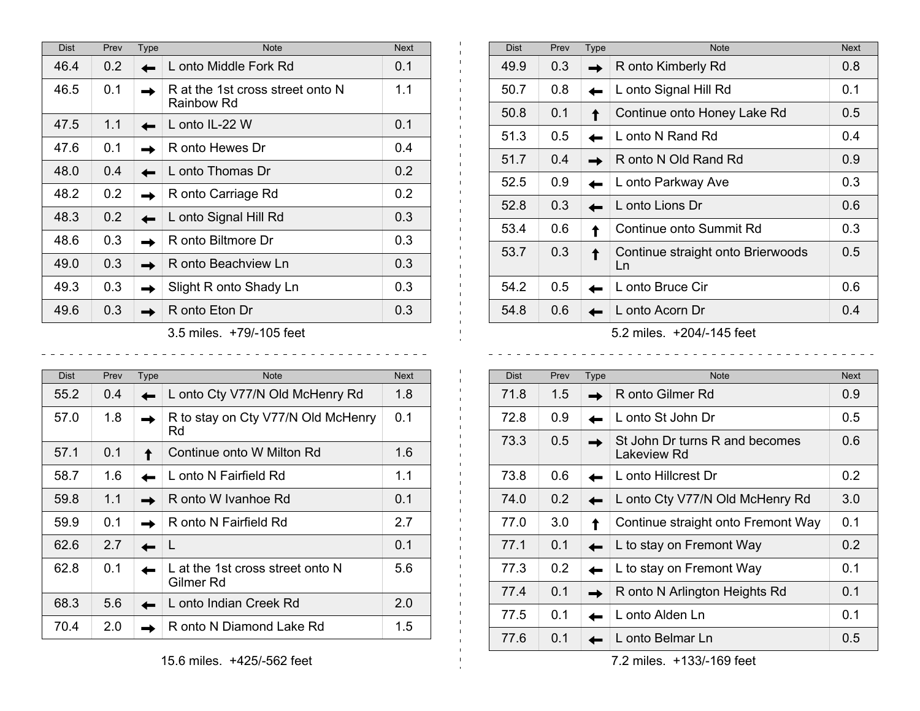| Dist | Prev | Type | Note | Next |
|---|---|---|---|---|
| 46.4 | 0.2 | ← | L onto Middle Fork Rd | 0.1 |
| 46.5 | 0.1 | → | R at the 1st cross street onto N Rainbow Rd | 1.1 |
| 47.5 | 1.1 | ← | L onto IL-22 W | 0.1 |
| 47.6 | 0.1 | → | R onto Hewes Dr | 0.4 |
| 48.0 | 0.4 | ← | L onto Thomas Dr | 0.2 |
| 48.2 | 0.2 | → | R onto Carriage Rd | 0.2 |
| 48.3 | 0.2 | ← | L onto Signal Hill Rd | 0.3 |
| 48.6 | 0.3 | → | R onto Biltmore Dr | 0.3 |
| 49.0 | 0.3 | → | R onto Beachview Ln | 0.3 |
| 49.3 | 0.3 | → | Slight R onto Shady Ln | 0.3 |
| 49.6 | 0.3 | → | R onto Eton Dr | 0.3 |

3.5 miles. +79/-105 feet

| Dist | Prev | Type | Note | Next |
|---|---|---|---|---|
| 49.9 | 0.3 | → | R onto Kimberly Rd | 0.8 |
| 50.7 | 0.8 | ← | L onto Signal Hill Rd | 0.1 |
| 50.8 | 0.1 | ↑ | Continue onto Honey Lake Rd | 0.5 |
| 51.3 | 0.5 | ← | L onto N Rand Rd | 0.4 |
| 51.7 | 0.4 | → | R onto N Old Rand Rd | 0.9 |
| 52.5 | 0.9 | ← | L onto Parkway Ave | 0.3 |
| 52.8 | 0.3 | ← | L onto Lions Dr | 0.6 |
| 53.4 | 0.6 | ↑ | Continue onto Summit Rd | 0.3 |
| 53.7 | 0.3 | ↑ | Continue straight onto Brierwoods Ln | 0.5 |
| 54.2 | 0.5 | ← | L onto Bruce Cir | 0.6 |
| 54.8 | 0.6 | ← | L onto Acorn Dr | 0.4 |

5.2 miles. +204/-145 feet

| Dist | Prev | Type | Note | Next |
|---|---|---|---|---|
| 55.2 | 0.4 | ← | L onto Cty V77/N Old McHenry Rd | 1.8 |
| 57.0 | 1.8 | → | R to stay on Cty V77/N Old McHenry Rd | 0.1 |
| 57.1 | 0.1 | ↑ | Continue onto W Milton Rd | 1.6 |
| 58.7 | 1.6 | ← | L onto N Fairfield Rd | 1.1 |
| 59.8 | 1.1 | → | R onto W Ivanhoe Rd | 0.1 |
| 59.9 | 0.1 | → | R onto N Fairfield Rd | 2.7 |
| 62.6 | 2.7 | ← | L | 0.1 |
| 62.8 | 0.1 | ← | L at the 1st cross street onto N Gilmer Rd | 5.6 |
| 68.3 | 5.6 | ← | L onto Indian Creek Rd | 2.0 |
| 70.4 | 2.0 | → | R onto N Diamond Lake Rd | 1.5 |

15.6 miles. +425/-562 feet

| Dist | Prev | Type | Note | Next |
|---|---|---|---|---|
| 71.8 | 1.5 | → | R onto Gilmer Rd | 0.9 |
| 72.8 | 0.9 | ← | L onto St John Dr | 0.5 |
| 73.3 | 0.5 | → | St John Dr turns R and becomes Lakeview Rd | 0.6 |
| 73.8 | 0.6 | ← | L onto Hillcrest Dr | 0.2 |
| 74.0 | 0.2 | ← | L onto Cty V77/N Old McHenry Rd | 3.0 |
| 77.0 | 3.0 | ↑ | Continue straight onto Fremont Way | 0.1 |
| 77.1 | 0.1 | ← | L to stay on Fremont Way | 0.2 |
| 77.3 | 0.2 | ← | L to stay on Fremont Way | 0.1 |
| 77.4 | 0.1 | → | R onto N Arlington Heights Rd | 0.1 |
| 77.5 | 0.1 | ← | L onto Alden Ln | 0.1 |
| 77.6 | 0.1 | ← | L onto Belmar Ln | 0.5 |

7.2 miles. +133/-169 feet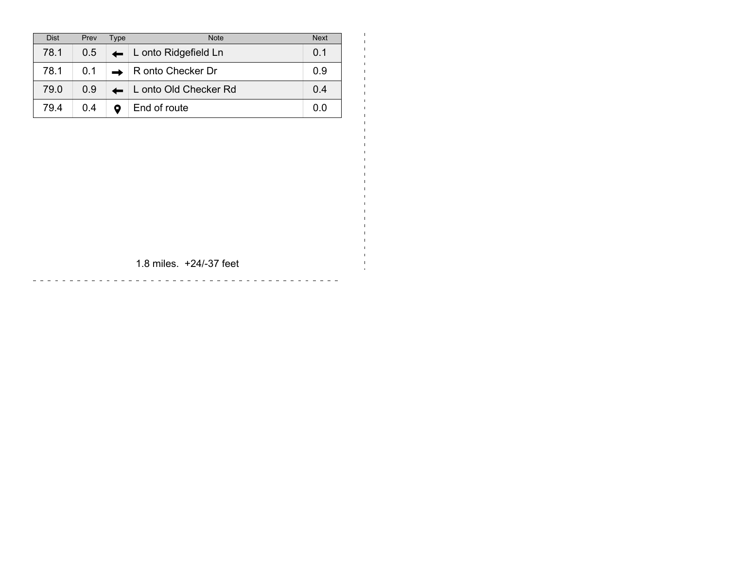| Dist | Prev | Type | Note | Next |
| --- | --- | --- | --- | --- |
| 78.1 | 0.5 | ← | L onto Ridgefield Ln | 0.1 |
| 78.1 | 0.1 | → | R onto Checker Dr | 0.9 |
| 79.0 | 0.9 | ← | L onto Old Checker Rd | 0.4 |
| 79.4 | 0.4 | 📍 | End of route | 0.0 |

1.8 miles. +24/-37 feet